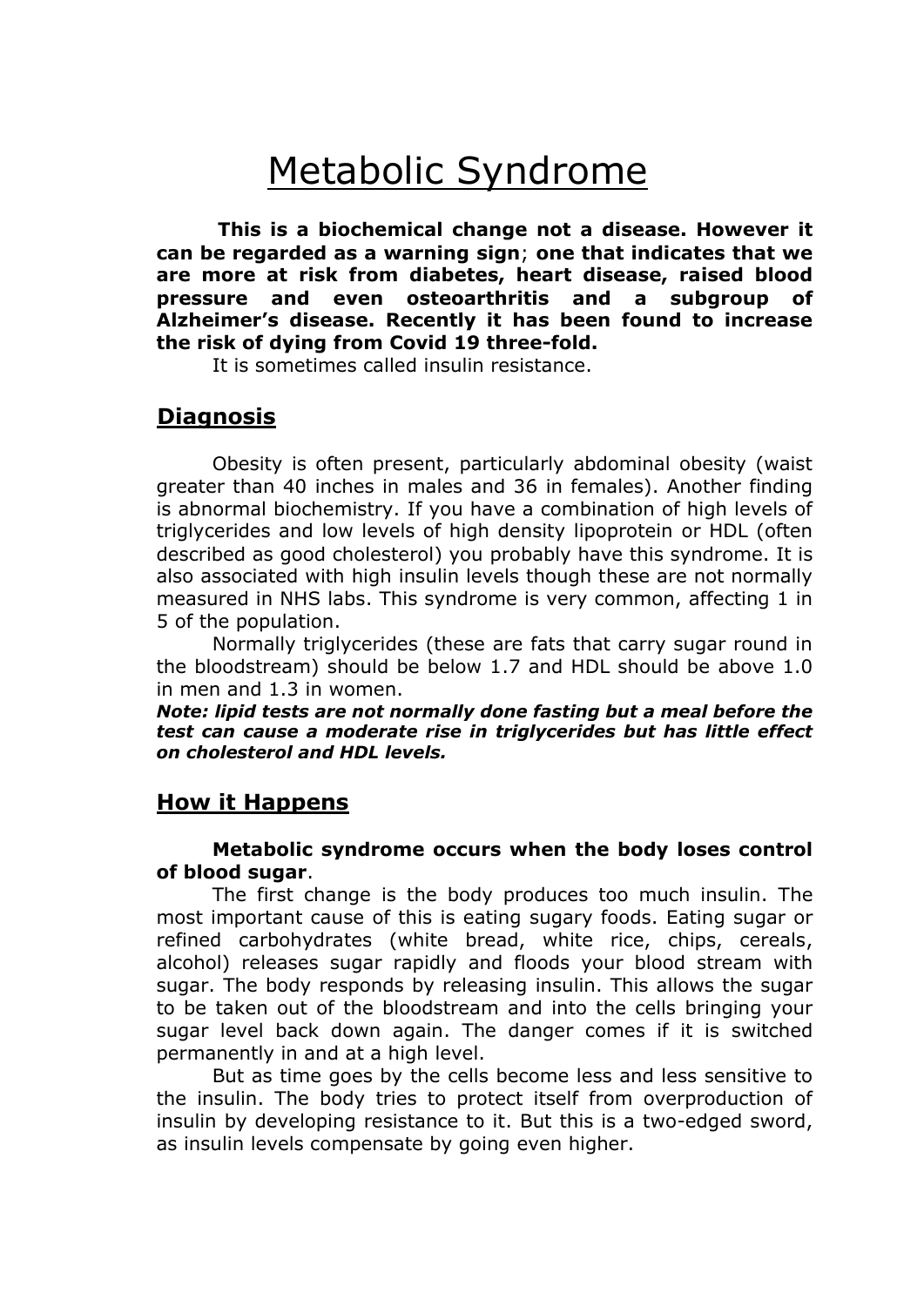# Metabolic Syndrome

**This is a biochemical change not a disease. However it can be regarded as a warning sign**; **one that indicates that we are more at risk from diabetes, heart disease, raised blood pressure and even osteoarthritis and a subgroup of Alzheimer's disease. Recently it has been found to increase the risk of dying from Covid 19 three-fold.**

It is sometimes called insulin resistance.

## Diagnosis

Obesity is often present, particularly abdominal obesity (waist greater than 40 inches in males and 36 in females). Another finding is abnormal biochemistry. If you have a combination of high levels of triglycerides and low levels of high density lipoprotein or HDL (often described as good cholesterol) you probably have this syndrome. It is also associated with high insulin levels though these are not normally measured in NHS labs. This syndrome is very common, affecting 1 in 5 of the population.

Normally triglycerides (these are fats that carry sugar round in the bloodstream) should be below 1.7 and HDL should be above 1.0 in men and 1.3 in women.

***Note: lipid tests are not normally done fasting but a meal before the test can cause a moderate rise in triglycerides but has little effect on cholesterol and HDL levels.***

## How it Happens

**Metabolic syndrome occurs when the body loses control of blood sugar**.

The first change is the body produces too much insulin. The most important cause of this is eating sugary foods. Eating sugar or refined carbohydrates (white bread, white rice, chips, cereals, alcohol) releases sugar rapidly and floods your blood stream with sugar. The body responds by releasing insulin. This allows the sugar to be taken out of the bloodstream and into the cells bringing your sugar level back down again. The danger comes if it is switched permanently in and at a high level.

But as time goes by the cells become less and less sensitive to the insulin. The body tries to protect itself from overproduction of insulin by developing resistance to it. But this is a two-edged sword, as insulin levels compensate by going even higher.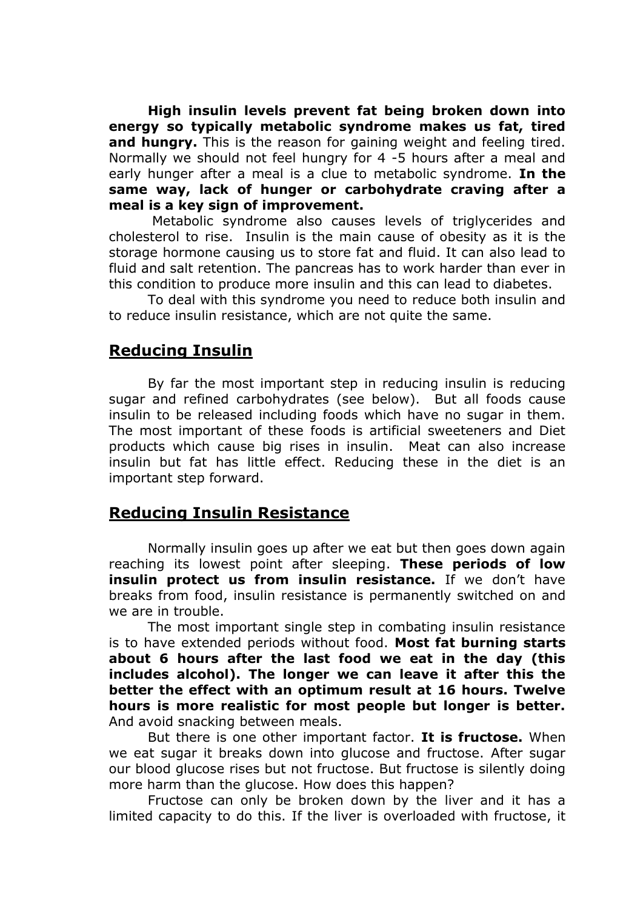**High insulin levels prevent fat being broken down into energy so typically metabolic syndrome makes us fat, tired and hungry.** This is the reason for gaining weight and feeling tired. Normally we should not feel hungry for 4 -5 hours after a meal and early hunger after a meal is a clue to metabolic syndrome. **In the same way, lack of hunger or carbohydrate craving after a meal is a key sign of improvement.**

Metabolic syndrome also causes levels of triglycerides and cholesterol to rise. Insulin is the main cause of obesity as it is the storage hormone causing us to store fat and fluid. It can also lead to fluid and salt retention. The pancreas has to work harder than ever in this condition to produce more insulin and this can lead to diabetes.

To deal with this syndrome you need to reduce both insulin and to reduce insulin resistance, which are not quite the same.

## Reducing Insulin

By far the most important step in reducing insulin is reducing sugar and refined carbohydrates (see below). But all foods cause insulin to be released including foods which have no sugar in them. The most important of these foods is artificial sweeteners and Diet products which cause big rises in insulin. Meat can also increase insulin but fat has little effect. Reducing these in the diet is an important step forward.

## Reducing Insulin Resistance

Normally insulin goes up after we eat but then goes down again reaching its lowest point after sleeping. **These periods of low insulin protect us from insulin resistance.** If we don't have breaks from food, insulin resistance is permanently switched on and we are in trouble.

The most important single step in combating insulin resistance is to have extended periods without food. **Most fat burning starts about 6 hours after the last food we eat in the day (this includes alcohol). The longer we can leave it after this the better the effect with an optimum result at 16 hours. Twelve hours is more realistic for most people but longer is better.** And avoid snacking between meals.

But there is one other important factor. **It is fructose.** When we eat sugar it breaks down into glucose and fructose. After sugar our blood glucose rises but not fructose. But fructose is silently doing more harm than the glucose. How does this happen?

Fructose can only be broken down by the liver and it has a limited capacity to do this. If the liver is overloaded with fructose, it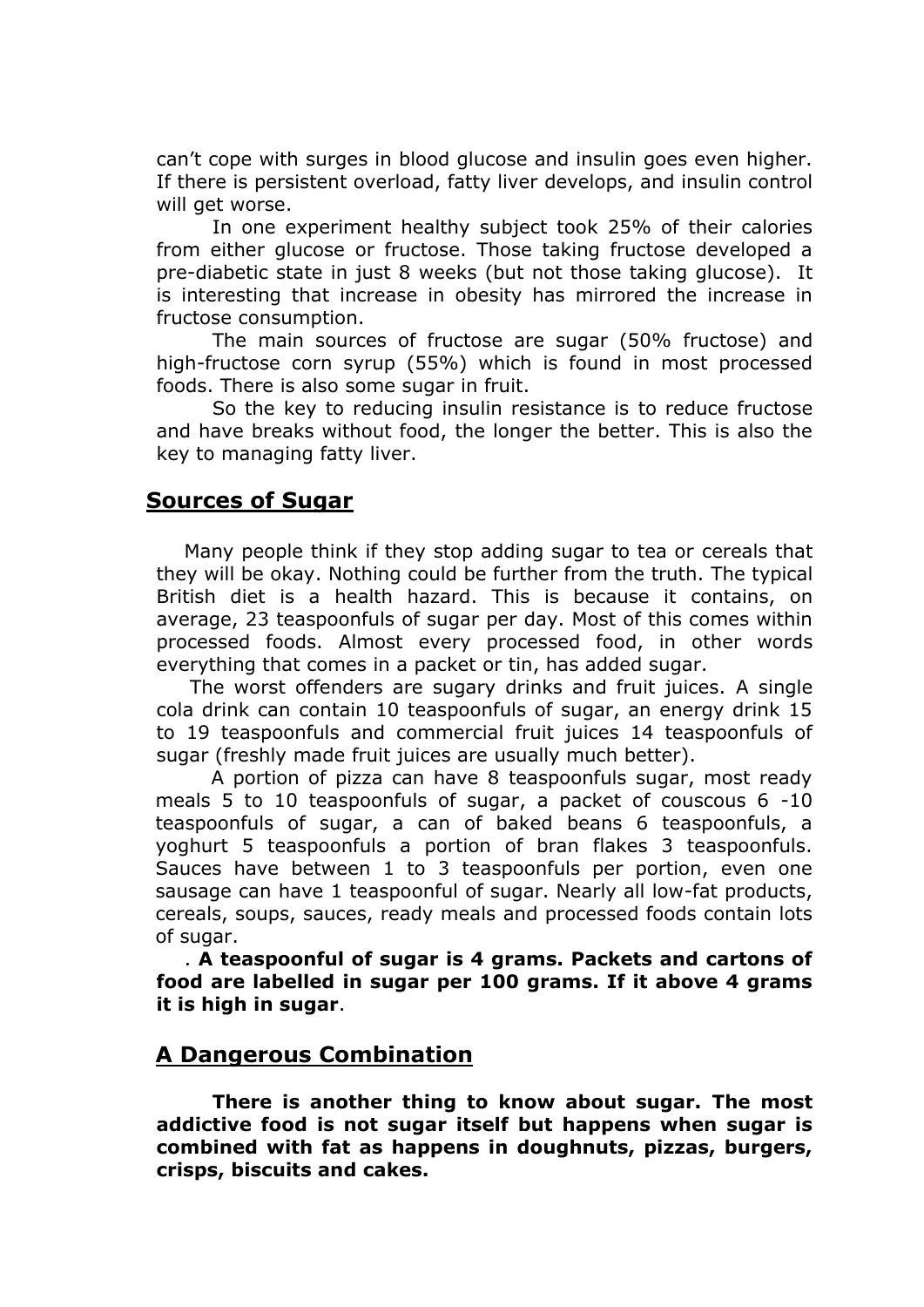can't cope with surges in blood glucose and insulin goes even higher. If there is persistent overload, fatty liver develops, and insulin control will get worse.

In one experiment healthy subject took 25% of their calories from either glucose or fructose. Those taking fructose developed a pre-diabetic state in just 8 weeks (but not those taking glucose). It is interesting that increase in obesity has mirrored the increase in fructose consumption.

The main sources of fructose are sugar (50% fructose) and high-fructose corn syrup (55%) which is found in most processed foods. There is also some sugar in fruit.

So the key to reducing insulin resistance is to reduce fructose and have breaks without food, the longer the better. This is also the key to managing fatty liver.

## Sources of Sugar

Many people think if they stop adding sugar to tea or cereals that they will be okay. Nothing could be further from the truth. The typical British diet is a health hazard. This is because it contains, on average, 23 teaspoonfuls of sugar per day. Most of this comes within processed foods. Almost every processed food, in other words everything that comes in a packet or tin, has added sugar.

The worst offenders are sugary drinks and fruit juices. A single cola drink can contain 10 teaspoonfuls of sugar, an energy drink 15 to 19 teaspoonfuls and commercial fruit juices 14 teaspoonfuls of sugar (freshly made fruit juices are usually much better).

A portion of pizza can have 8 teaspoonfuls sugar, most ready meals 5 to 10 teaspoonfuls of sugar, a packet of couscous 6 -10 teaspoonfuls of sugar, a can of baked beans 6 teaspoonfuls, a yoghurt 5 teaspoonfuls a portion of bran flakes 3 teaspoonfuls. Sauces have between 1 to 3 teaspoonfuls per portion, even one sausage can have 1 teaspoonful of sugar. Nearly all low-fat products, cereals, soups, sauces, ready meals and processed foods contain lots of sugar.

. **A teaspoonful of sugar is 4 grams. Packets and cartons of food are labelled in sugar per 100 grams. If it above 4 grams it is high in sugar**.

## A Dangerous Combination

**There is another thing to know about sugar. The most addictive food is not sugar itself but happens when sugar is combined with fat as happens in doughnuts, pizzas, burgers, crisps, biscuits and cakes.**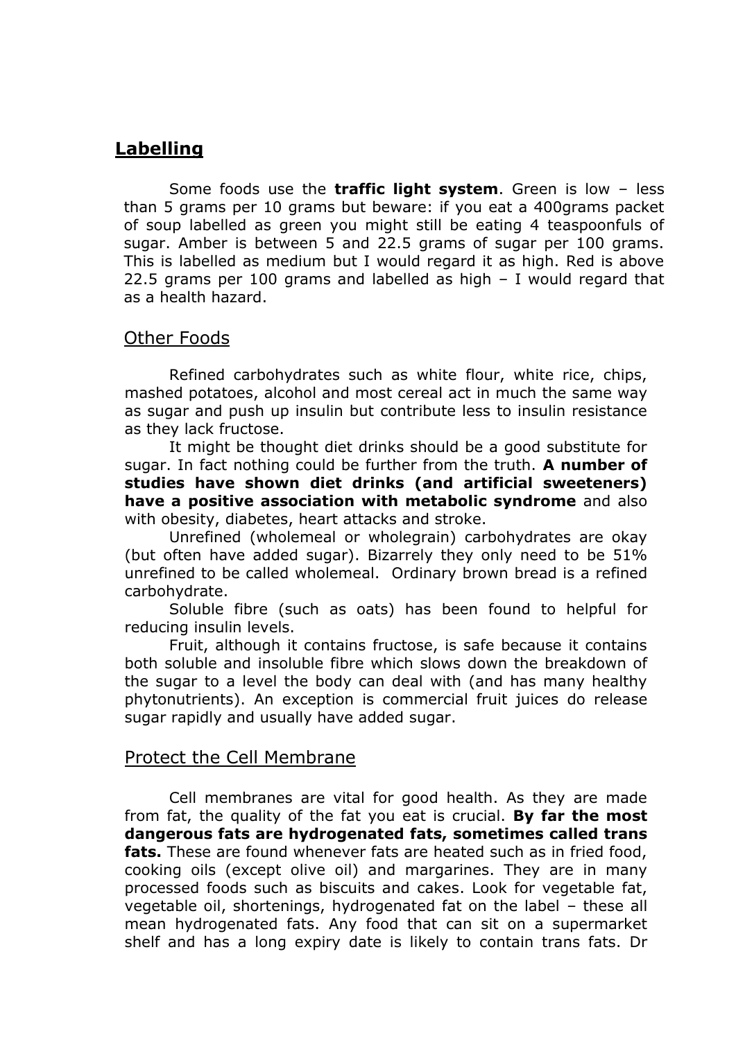## Labelling

Some foods use the **traffic light system**. Green is low – less than 5 grams per 10 grams but beware: if you eat a 400grams packet of soup labelled as green you might still be eating 4 teaspoonfuls of sugar. Amber is between 5 and 22.5 grams of sugar per 100 grams. This is labelled as medium but I would regard it as high. Red is above 22.5 grams per 100 grams and labelled as high – I would regard that as a health hazard.

### Other Foods

Refined carbohydrates such as white flour, white rice, chips, mashed potatoes, alcohol and most cereal act in much the same way as sugar and push up insulin but contribute less to insulin resistance as they lack fructose.

It might be thought diet drinks should be a good substitute for sugar. In fact nothing could be further from the truth. **A number of studies have shown diet drinks (and artificial sweeteners) have a positive association with metabolic syndrome** and also with obesity, diabetes, heart attacks and stroke.

Unrefined (wholemeal or wholegrain) carbohydrates are okay (but often have added sugar). Bizarrely they only need to be 51% unrefined to be called wholemeal. Ordinary brown bread is a refined carbohydrate.

Soluble fibre (such as oats) has been found to helpful for reducing insulin levels.

Fruit, although it contains fructose, is safe because it contains both soluble and insoluble fibre which slows down the breakdown of the sugar to a level the body can deal with (and has many healthy phytonutrients). An exception is commercial fruit juices do release sugar rapidly and usually have added sugar.

### Protect the Cell Membrane

Cell membranes are vital for good health. As they are made from fat, the quality of the fat you eat is crucial. **By far the most dangerous fats are hydrogenated fats, sometimes called trans fats.** These are found whenever fats are heated such as in fried food, cooking oils (except olive oil) and margarines. They are in many processed foods such as biscuits and cakes. Look for vegetable fat, vegetable oil, shortenings, hydrogenated fat on the label – these all mean hydrogenated fats. Any food that can sit on a supermarket shelf and has a long expiry date is likely to contain trans fats. Dr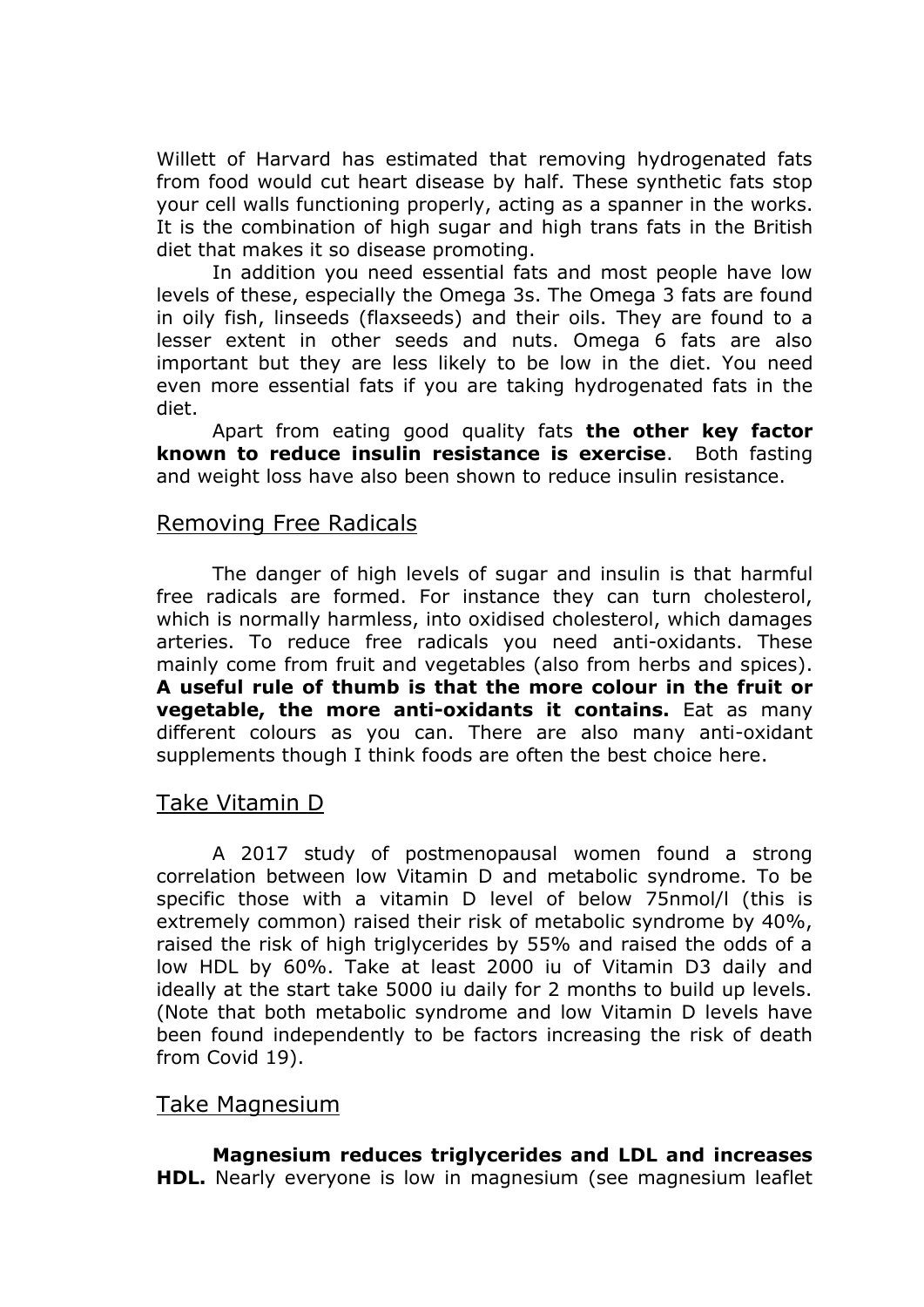Willett of Harvard has estimated that removing hydrogenated fats from food would cut heart disease by half. These synthetic fats stop your cell walls functioning properly, acting as a spanner in the works. It is the combination of high sugar and high trans fats in the British diet that makes it so disease promoting.

In addition you need essential fats and most people have low levels of these, especially the Omega 3s. The Omega 3 fats are found in oily fish, linseeds (flaxseeds) and their oils. They are found to a lesser extent in other seeds and nuts. Omega 6 fats are also important but they are less likely to be low in the diet. You need even more essential fats if you are taking hydrogenated fats in the diet.

Apart from eating good quality fats **the other key factor known to reduce insulin resistance is exercise**. Both fasting and weight loss have also been shown to reduce insulin resistance.

## Removing Free Radicals

The danger of high levels of sugar and insulin is that harmful free radicals are formed. For instance they can turn cholesterol, which is normally harmless, into oxidised cholesterol, which damages arteries. To reduce free radicals you need anti-oxidants. These mainly come from fruit and vegetables (also from herbs and spices). **A useful rule of thumb is that the more colour in the fruit or vegetable, the more anti-oxidants it contains.** Eat as many different colours as you can. There are also many anti-oxidant supplements though I think foods are often the best choice here.

## Take Vitamin D

A 2017 study of postmenopausal women found a strong correlation between low Vitamin D and metabolic syndrome. To be specific those with a vitamin D level of below 75nmol/l (this is extremely common) raised their risk of metabolic syndrome by 40%, raised the risk of high triglycerides by 55% and raised the odds of a low HDL by 60%. Take at least 2000 iu of Vitamin D3 daily and ideally at the start take 5000 iu daily for 2 months to build up levels. (Note that both metabolic syndrome and low Vitamin D levels have been found independently to be factors increasing the risk of death from Covid 19).

## Take Magnesium

**Magnesium reduces triglycerides and LDL and increases HDL.** Nearly everyone is low in magnesium (see magnesium leaflet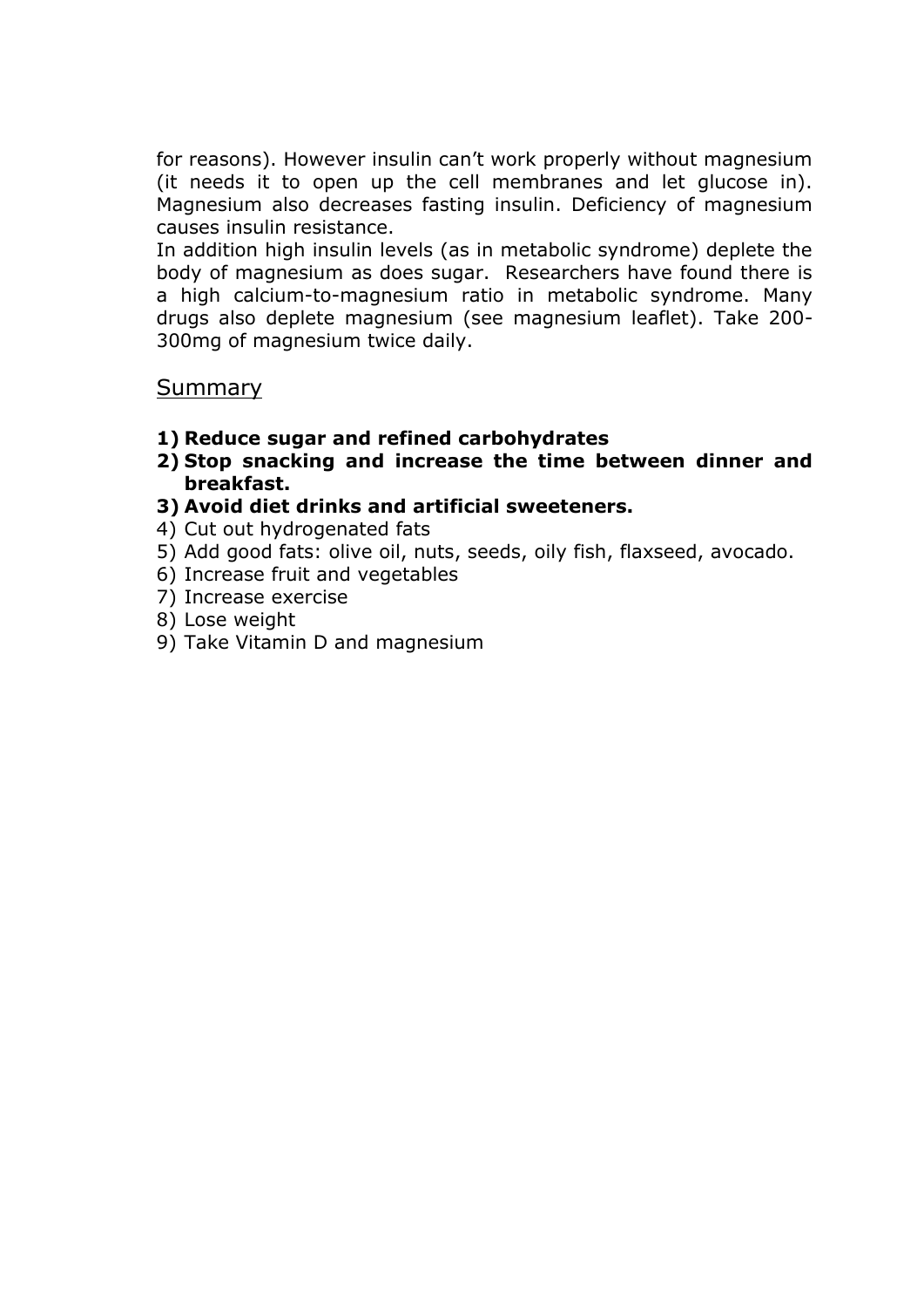for reasons). However insulin can't work properly without magnesium (it needs it to open up the cell membranes and let glucose in). Magnesium also decreases fasting insulin. Deficiency of magnesium causes insulin resistance.
In addition high insulin levels (as in metabolic syndrome) deplete the body of magnesium as does sugar. Researchers have found there is a high calcium-to-magnesium ratio in metabolic syndrome. Many drugs also deplete magnesium (see magnesium leaflet). Take 200-300mg of magnesium twice daily.

## Summary

1) **Reduce sugar and refined carbohydrates**
2) **Stop snacking and increase the time between dinner and breakfast.**
3) **Avoid diet drinks and artificial sweeteners.**
4) Cut out hydrogenated fats
5) Add good fats: olive oil, nuts, seeds, oily fish, flaxseed, avocado.
6) Increase fruit and vegetables
7) Increase exercise
8) Lose weight
9) Take Vitamin D and magnesium